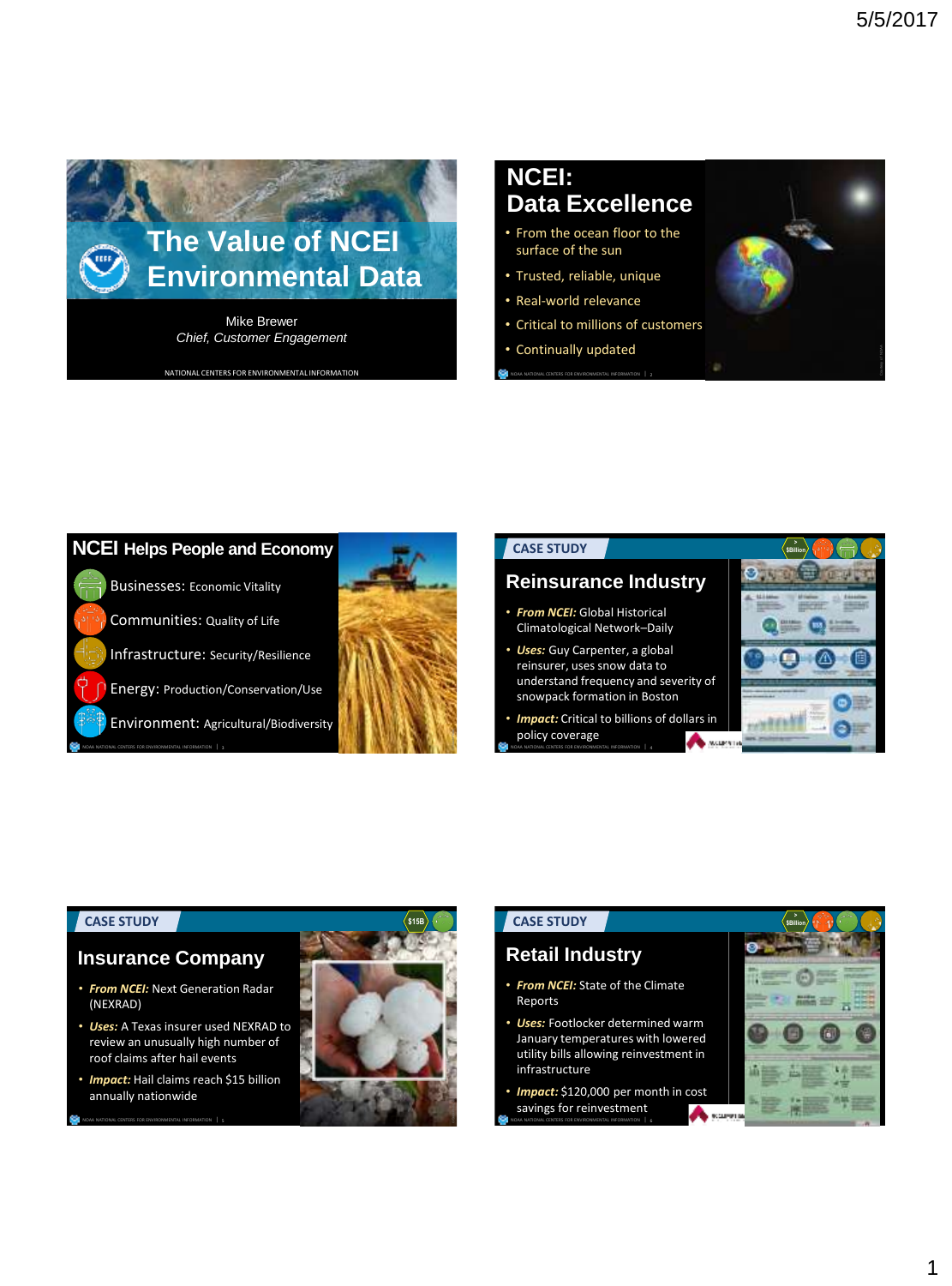# The Value of NCEI Environmental Data

Mike Brewer
*Chief, Customer Engagement*

NATIONAL CENTERS FOR ENVIRONMENTAL INFORMATION

## NCEI: Data Excellence

- From the ocean floor to the surface of the sun
- Trusted, reliable, unique
- Real-world relevance
- Critical to millions of customers
- Continually updated

## NCEI Helps People and Economy

- Businesses: Economic Vitality
- Communities: Quality of Life
- Infrastructure: Security/Resilience
- Energy: Production/Conservation/Use
- Environment: Agricultural/Biodiversity

CASE STUDY

## Reinsurance Industry

- ***From NCEI:*** Global Historical Climatological Network–Daily
- ***Uses:*** Guy Carpenter, a global reinsurer, uses snow data to understand frequency and severity of snowpack formation in Boston
- ***Impact:*** Critical to billions of dollars in policy coverage

CASE STUDY

## Insurance Company

- ***From NCEI:*** Next Generation Radar (NEXRAD)
- ***Uses:*** A Texas insurer used NEXRAD to review an unusually high number of roof claims after hail events
- ***Impact:*** Hail claims reach $15 billion annually nationwide

CASE STUDY

## Retail Industry

- ***From NCEI:*** State of the Climate Reports
- ***Uses:*** Footlocker determined warm January temperatures with lowered utility bills allowing reinvestment in infrastructure
- ***Impact:*** $120,000 per month in cost savings for reinvestment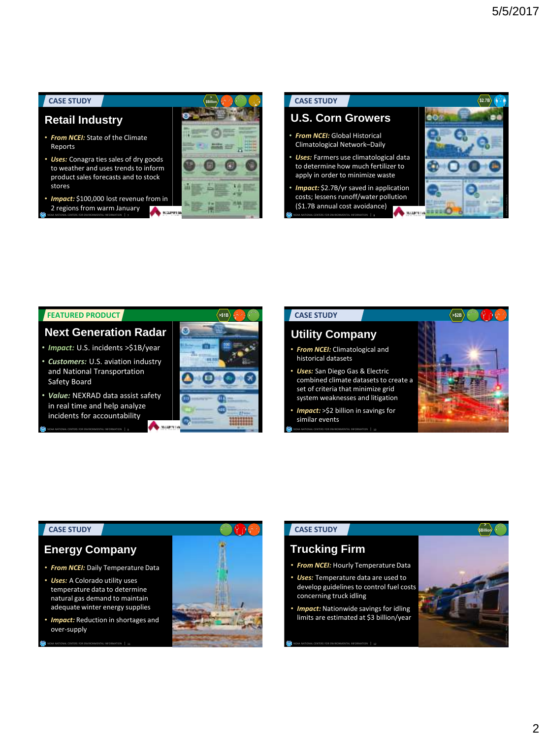## CASE STUDY

# Retail Industry

- ***From NCEI:*** State of the Climate Reports
- ***Uses:*** Conagra ties sales of dry goods to weather and uses trends to inform product sales forecasts and to stock stores
- ***Impact:*** $100,000 lost revenue from in 2 regions from warm January

## CASE STUDY

# U.S. Corn Growers

- ***From NCEI:*** Global Historical Climatological Network–Daily
- ***Uses:*** Farmers use climatological data to determine how much fertilizer to apply in order to minimize waste
- ***Impact:*** $2.7B/yr saved in application costs; lessens runoff/water pollution ($1.7B annual cost avoidance)

## FEATURED PRODUCT

# Next Generation Radar

- ***Impact:*** U.S. incidents >$1B/year
- ***Customers:*** U.S. aviation industry and National Transportation Safety Board
- ***Value:*** NEXRAD data assist safety in real time and help analyze incidents for accountability

## CASE STUDY

# Utility Company

- ***From NCEI:*** Climatological and historical datasets
- ***Uses:*** San Diego Gas & Electric combined climate datasets to create a set of criteria that minimize grid system weaknesses and litigation
- ***Impact:*** >$2 billion in savings for similar events

## CASE STUDY

# Energy Company

- ***From NCEI:*** Daily Temperature Data
- ***Uses:*** A Colorado utility uses temperature data to determine natural gas demand to maintain adequate winter energy supplies
- ***Impact:*** Reduction in shortages and over-supply

## CASE STUDY

# Trucking Firm

- ***From NCEI:*** Hourly Temperature Data
- ***Uses:*** Temperature data are used to develop guidelines to control fuel costs concerning truck idling
- ***Impact:*** Nationwide savings for idling limits are estimated at $3 billion/year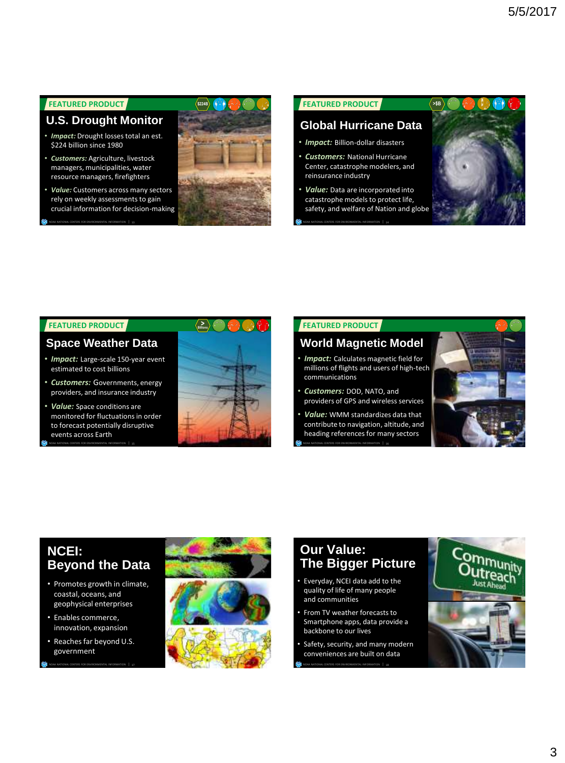## FEATURED PRODUCT

### U.S. Drought Monitor

- ***Impact:*** Drought losses total an est. $224 billion since 1980
- ***Customers:*** Agriculture, livestock managers, municipalities, water resource managers, firefighters
- ***Value:*** Customers across many sectors rely on weekly assessments to gain crucial information for decision-making

## FEATURED PRODUCT

### Global Hurricane Data

- ***Impact:*** Billion-dollar disasters
- ***Customers:*** National Hurricane Center, catastrophe modelers, and reinsurance industry
- ***Value:*** Data are incorporated into catastrophe models to protect life, safety, and welfare of Nation and globe

## FEATURED PRODUCT

### Space Weather Data

- ***Impact:*** Large-scale 150-year event estimated to cost billions
- ***Customers:*** Governments, energy providers, and insurance industry
- ***Value:*** Space conditions are monitored for fluctuations in order to forecast potentially disruptive events across Earth

## FEATURED PRODUCT

### World Magnetic Model

- ***Impact:*** Calculates magnetic field for millions of flights and users of high-tech communications
- ***Customers:*** DOD, NATO, and providers of GPS and wireless services
- ***Value:*** WMM standardizes data that contribute to navigation, altitude, and heading references for many sectors

## NCEI: Beyond the Data

- Promotes growth in climate, coastal, oceans, and geophysical enterprises
- Enables commerce, innovation, expansion
- Reaches far beyond U.S. government

## Our Value: The Bigger Picture

- Everyday, NCEI data add to the quality of life of many people and communities
- From TV weather forecasts to Smartphone apps, data provide a backbone to our lives
- Safety, security, and many modern conveniences are built on data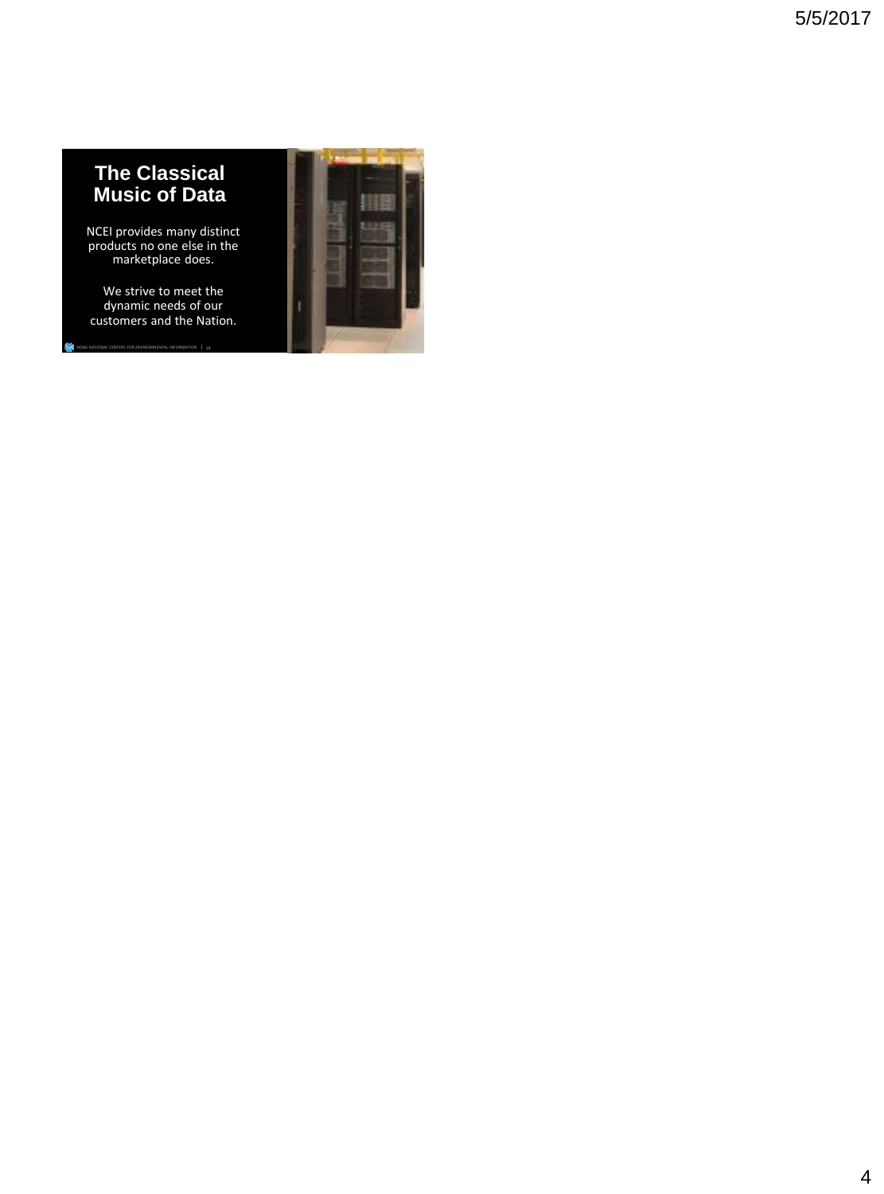# The Classical Music of Data

NCEI provides many distinct products no one else in the marketplace does.

We strive to meet the dynamic needs of our customers and the Nation.